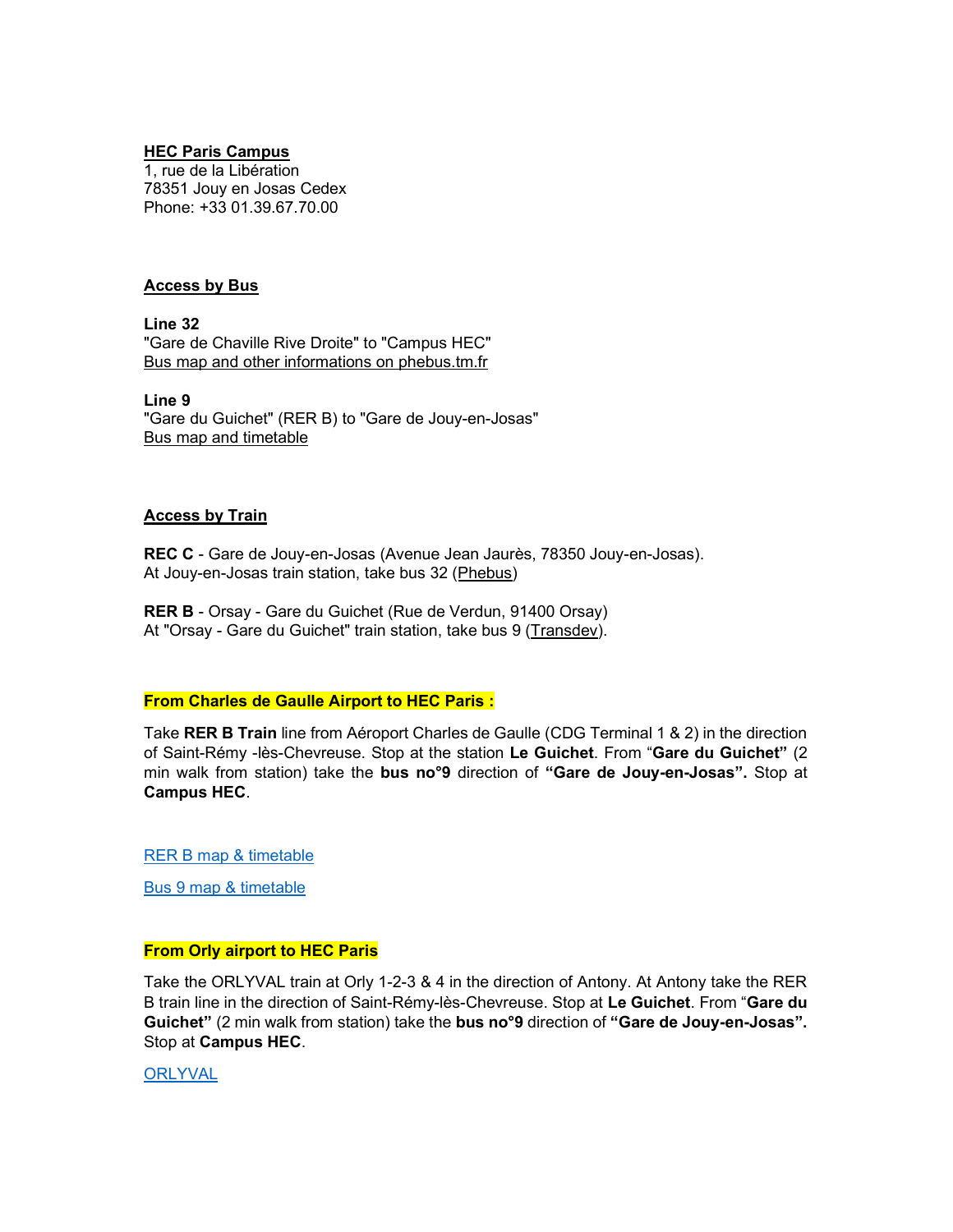## HEC Paris Campus

1, rue de la Libération
78351 Jouy en Josas Cedex
Phone: +33 01.39.67.70.00

## Access by Bus

**Line 32**
"Gare de Chaville Rive Droite" to "Campus HEC"
Bus map and other informations on phebus.tm.fr

**Line 9**
"Gare du Guichet" (RER B) to "Gare de Jouy-en-Josas"
Bus map and timetable

## Access by Train

**REC C** - Gare de Jouy-en-Josas (Avenue Jean Jaurès, 78350 Jouy-en-Josas).
At Jouy-en-Josas train station, take bus 32 (Phebus)

**RER B** - Orsay - Gare du Guichet (Rue de Verdun, 91400 Orsay)
At "Orsay - Gare du Guichet" train station, take bus 9 (Transdev).

## From Charles de Gaulle Airport to HEC Paris :

Take **RER B Train** line from Aéroport Charles de Gaulle (CDG Terminal 1 & 2) in the direction of Saint-Rémy -lès-Chevreuse. Stop at the station **Le Guichet**. From "**Gare du Guichet"** (2 min walk from station) take the **bus no°9** direction of **"Gare de Jouy-en-Josas".** Stop at **Campus HEC**.

RER B map & timetable

Bus 9 map & timetable

## From Orly airport to HEC Paris

Take the ORLYVAL train at Orly 1-2-3 & 4 in the direction of Antony. At Antony take the RER B train line in the direction of Saint-Rémy-lès-Chevreuse. Stop at **Le Guichet**. From "**Gare du Guichet"** (2 min walk from station) take the **bus no°9** direction of **"Gare de Jouy-en-Josas".** Stop at **Campus HEC**.

ORLYVAL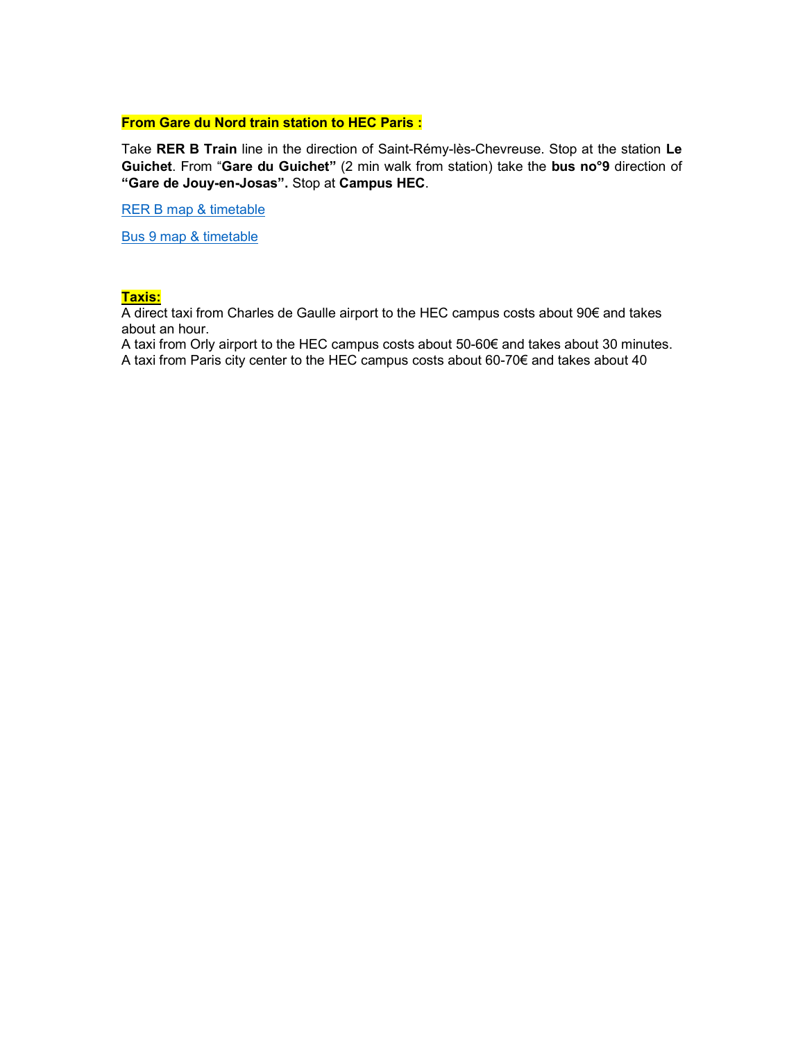**From Gare du Nord train station to HEC Paris :**

Take **RER B Train** line in the direction of Saint-Rémy-lès-Chevreuse. Stop at the station **Le Guichet**. From "**Gare du Guichet"** (2 min walk from station) take the **bus no°9** direction of **"Gare de Jouy-en-Josas".** Stop at **Campus HEC**.

[RER B map & timetable]

[Bus 9 map & timetable]

**Taxis:**

A direct taxi from Charles de Gaulle airport to the HEC campus costs about 90€ and takes about an hour.
A taxi from Orly airport to the HEC campus costs about 50-60€ and takes about 30 minutes.
A taxi from Paris city center to the HEC campus costs about 60-70€ and takes about 40